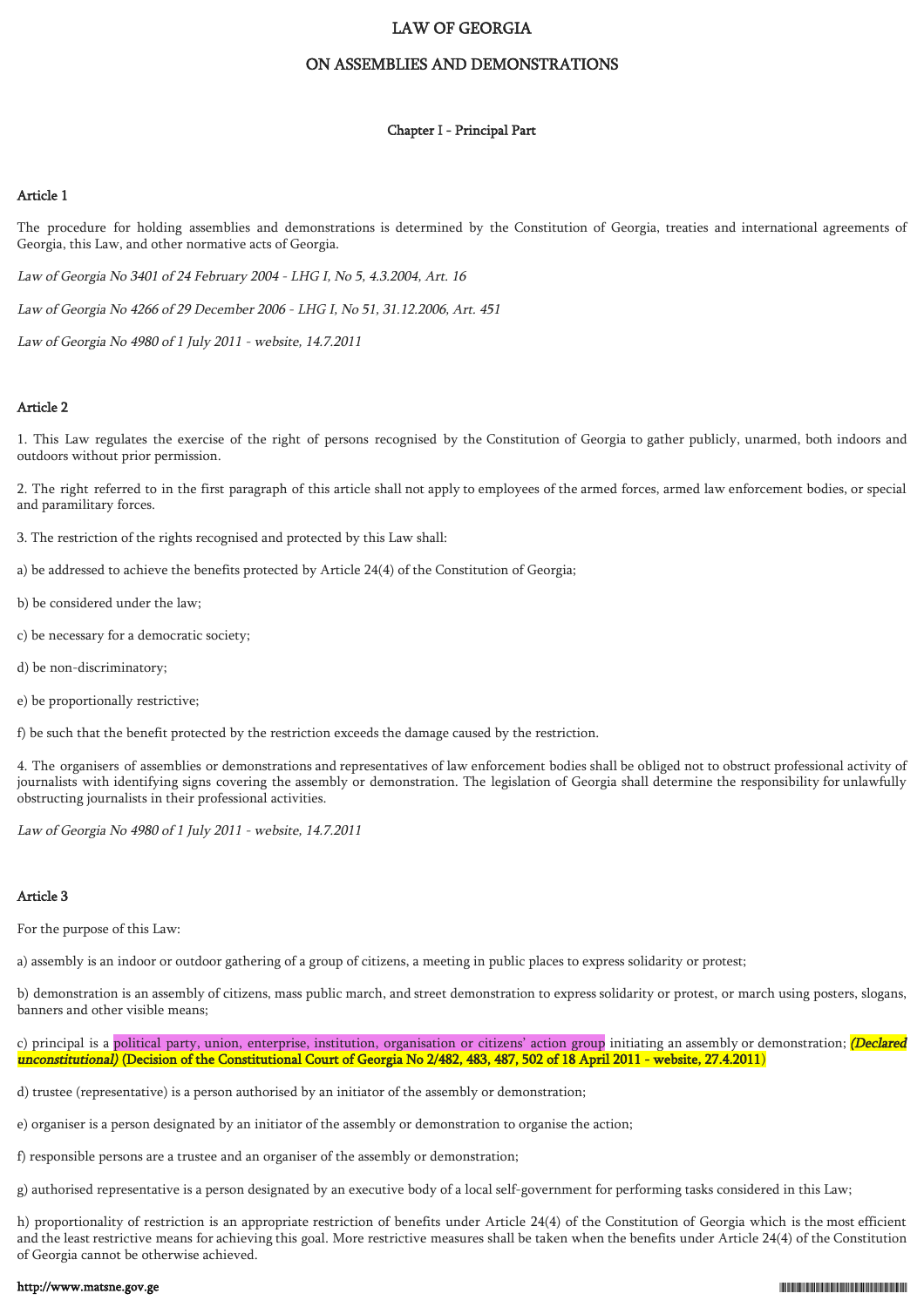# LAW OF GEORGIA

# ON ASSEMBLIES AND DEMONSTRATIONS

## Chapter I - Principal Part

### Article 1

The procedure for holding assemblies and demonstrations is determined by the Constitution of Georgia, treaties and international agreements of Georgia, this Law, and other normative acts of Georgia.

*Law of Georgia No 3401 of 24 February 2004 - LHG I, No 5, 4.3.2004, Art. 16*

*Law of Georgia No 4266 of 29 December 2006 - LHG I, No 51, 31.12.2006, Art. 451*

*Law of Georgia No 4980 of 1 July 2011 - website, 14.7.2011*

### Article 2

1. This Law regulates the exercise of the right of persons recognised by the Constitution of Georgia to gather publicly, unarmed, both indoors and outdoors without prior permission.

2. The right referred to in the first paragraph of this article shall not apply to employees of the armed forces, armed law enforcement bodies, or special and paramilitary forces.

3. The restriction of the rights recognised and protected by this Law shall:

a) be addressed to achieve the benefits protected by Article 24(4) of the Constitution of Georgia;

b) be considered under the law;

c) be necessary for a democratic society;

d) be non-discriminatory;

e) be proportionally restrictive;

f) be such that the benefit protected by the restriction exceeds the damage caused by the restriction.

4. The organisers of assemblies or demonstrations and representatives of law enforcement bodies shall be obliged not to obstruct professional activity of journalists with identifying signs covering the assembly or demonstration. The legislation of Georgia shall determine the responsibility for unlawfully obstructing journalists in their professional activities.

*Law of Georgia No 4980 of 1 July 2011 - website, 14.7.2011*

### Article 3

For the purpose of this Law:

a) assembly is an indoor or outdoor gathering of a group of citizens, a meeting in public places to express solidarity or protest;

b) demonstration is an assembly of citizens, mass public march, and street demonstration to express solidarity or protest, or march using posters, slogans, banners and other visible means;

c) principal is a political party, union, enterprise, institution, organisation or citizens' action group initiating an assembly or demonstration; ***(Declared unconstitutional)*** **(Decision of the Constitutional Court of Georgia No 2/482, 483, 487, 502 of 18 April 2011 - website, 27.4.2011)**

d) trustee (representative) is a person authorised by an initiator of the assembly or demonstration;

e) organiser is a person designated by an initiator of the assembly or demonstration to organise the action;

f) responsible persons are a trustee and an organiser of the assembly or demonstration;

g) authorised representative is a person designated by an executive body of a local self-government for performing tasks considered in this Law;

h) proportionality of restriction is an appropriate restriction of benefits under Article 24(4) of the Constitution of Georgia which is the most efficient and the least restrictive means for achieving this goal. More restrictive measures shall be taken when the benefits under Article 24(4) of the Constitution of Georgia cannot be otherwise achieved.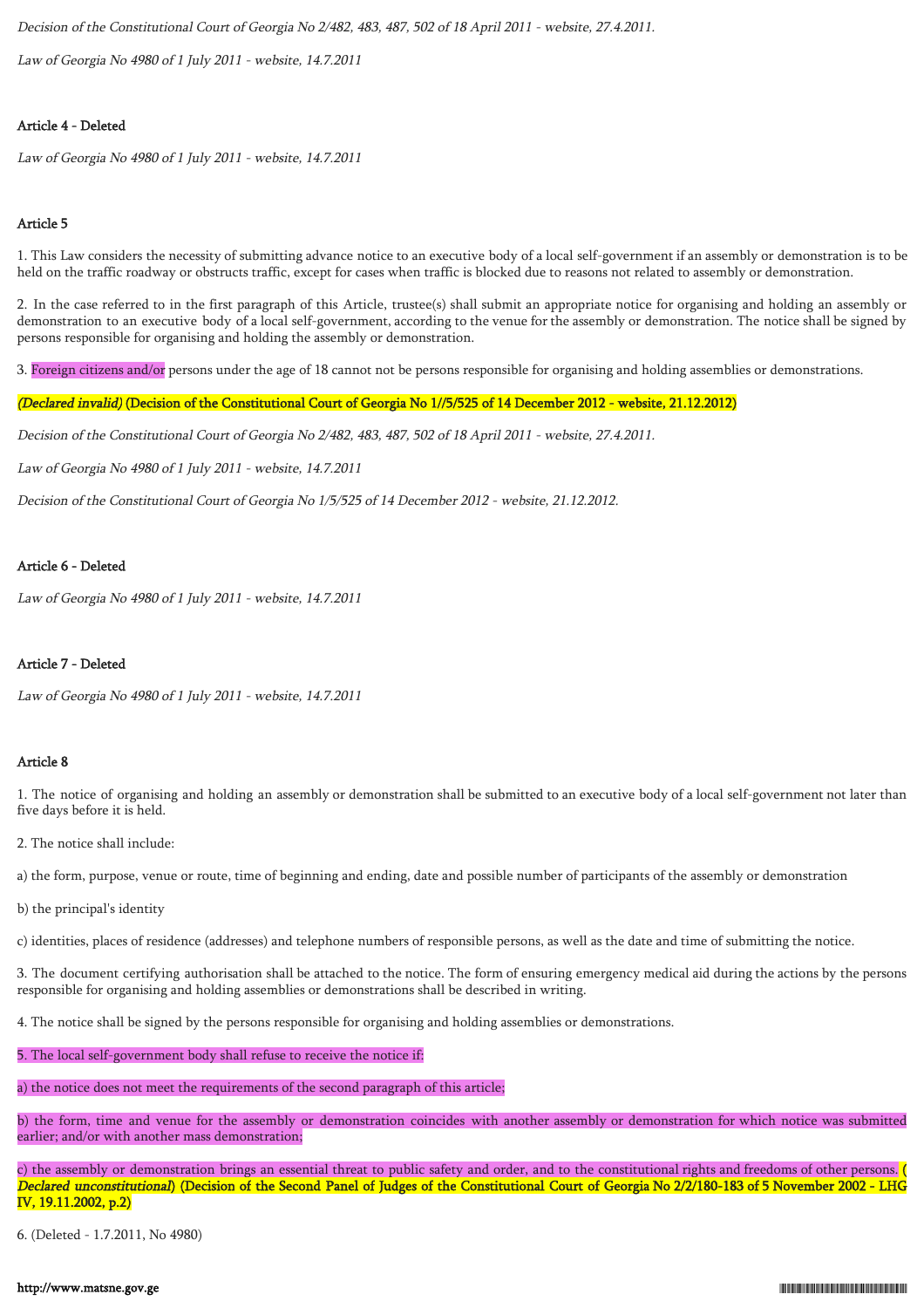*Decision of the Constitutional Court of Georgia No 2/482, 483, 487, 502 of 18 April 2011 - website, 27.4.2011.*

*Law of Georgia No 4980 of 1 July 2011 - website, 14.7.2011*

**Article 4 - Deleted**

*Law of Georgia No 4980 of 1 July 2011 - website, 14.7.2011*

**Article 5**

1. This Law considers the necessity of submitting advance notice to an executive body of a local self-government if an assembly or demonstration is to be held on the traffic roadway or obstructs traffic, except for cases when traffic is blocked due to reasons not related to assembly or demonstration.

2. In the case referred to in the first paragraph of this Article, trustee(s) shall submit an appropriate notice for organising and holding an assembly or demonstration to an executive body of a local self-government, according to the venue for the assembly or demonstration. The notice shall be signed by persons responsible for organising and holding the assembly or demonstration.

3. Foreign citizens and/or persons under the age of 18 cannot not be persons responsible for organising and holding assemblies or demonstrations.

***(Declared invalid)* (Decision of the Constitutional Court of Georgia No 1//5/525 of 14 December 2012 - website, 21.12.2012)**

*Decision of the Constitutional Court of Georgia No 2/482, 483, 487, 502 of 18 April 2011 - website, 27.4.2011.*

*Law of Georgia No 4980 of 1 July 2011 - website, 14.7.2011*

*Decision of the Constitutional Court of Georgia No 1/5/525 of 14 December 2012 - website, 21.12.2012.*

**Article 6 - Deleted**

*Law of Georgia No 4980 of 1 July 2011 - website, 14.7.2011*

**Article 7 - Deleted**

*Law of Georgia No 4980 of 1 July 2011 - website, 14.7.2011*

**Article 8**

1. The notice of organising and holding an assembly or demonstration shall be submitted to an executive body of a local self-government not later than five days before it is held.

2. The notice shall include:

a) the form, purpose, venue or route, time of beginning and ending, date and possible number of participants of the assembly or demonstration

b) the principal's identity

c) identities, places of residence (addresses) and telephone numbers of responsible persons, as well as the date and time of submitting the notice.

3. The document certifying authorisation shall be attached to the notice. The form of ensuring emergency medical aid during the actions by the persons responsible for organising and holding assemblies or demonstrations shall be described in writing.

4. The notice shall be signed by the persons responsible for organising and holding assemblies or demonstrations.

5. The local self-government body shall refuse to receive the notice if:

a) the notice does not meet the requirements of the second paragraph of this article;

b) the form, time and venue for the assembly or demonstration coincides with another assembly or demonstration for which notice was submitted earlier; and/or with another mass demonstration;

c) the assembly or demonstration brings an essential threat to public safety and order, and to the constitutional rights and freedoms of other persons. **(*Declared unconstitutional*) (Decision of the Second Panel of Judges of the Constitutional Court of Georgia No 2/2/180-183 of 5 November 2002 - LHG IV, 19.11.2002, p.2)**

6. (Deleted - 1.7.2011, No 4980)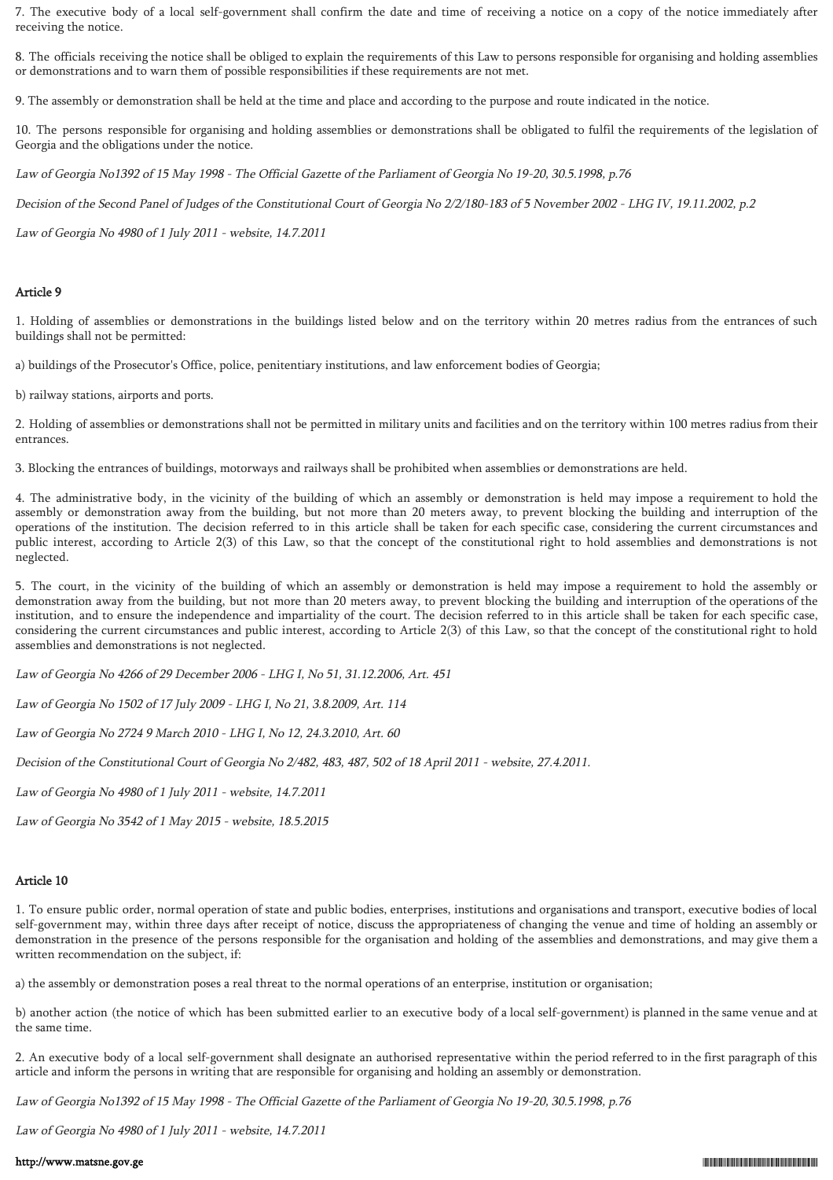7. The executive body of a local self-government shall confirm the date and time of receiving a notice on a copy of the notice immediately after receiving the notice.

8. The officials receiving the notice shall be obliged to explain the requirements of this Law to persons responsible for organising and holding assemblies or demonstrations and to warn them of possible responsibilities if these requirements are not met.

9. The assembly or demonstration shall be held at the time and place and according to the purpose and route indicated in the notice.

10. The persons responsible for organising and holding assemblies or demonstrations shall be obligated to fulfil the requirements of the legislation of Georgia and the obligations under the notice.

*Law of Georgia No1392 of 15 May 1998 - The Official Gazette of the Parliament of Georgia No 19-20, 30.5.1998, p.76*

*Decision of the Second Panel of Judges of the Constitutional Court of Georgia No 2/2/180-183 of 5 November 2002 - LHG IV, 19.11.2002, p.2*

*Law of Georgia No 4980 of 1 July 2011 - website, 14.7.2011*

### Article 9

1. Holding of assemblies or demonstrations in the buildings listed below and on the territory within 20 metres radius from the entrances of such buildings shall not be permitted:

a) buildings of the Prosecutor's Office, police, penitentiary institutions, and law enforcement bodies of Georgia;

b) railway stations, airports and ports.

2. Holding of assemblies or demonstrations shall not be permitted in military units and facilities and on the territory within 100 metres radius from their entrances.

3. Blocking the entrances of buildings, motorways and railways shall be prohibited when assemblies or demonstrations are held.

4. The administrative body, in the vicinity of the building of which an assembly or demonstration is held may impose a requirement to hold the assembly or demonstration away from the building, but not more than 20 meters away, to prevent blocking the building and interruption of the operations of the institution. The decision referred to in this article shall be taken for each specific case, considering the current circumstances and public interest, according to Article 2(3) of this Law, so that the concept of the constitutional right to hold assemblies and demonstrations is not neglected.

5. The court, in the vicinity of the building of which an assembly or demonstration is held may impose a requirement to hold the assembly or demonstration away from the building, but not more than 20 meters away, to prevent blocking the building and interruption of the operations of the institution, and to ensure the independence and impartiality of the court. The decision referred to in this article shall be taken for each specific case, considering the current circumstances and public interest, according to Article 2(3) of this Law, so that the concept of the constitutional right to hold assemblies and demonstrations is not neglected.

*Law of Georgia No 4266 of 29 December 2006 - LHG I, No 51, 31.12.2006, Art. 451*

*Law of Georgia No 1502 of 17 July 2009 - LHG I, No 21, 3.8.2009, Art. 114*

*Law of Georgia No 2724 9 March 2010 - LHG I, No 12, 24.3.2010, Art. 60*

*Decision of the Constitutional Court of Georgia No 2/482, 483, 487, 502 of 18 April 2011 - website, 27.4.2011.*

*Law of Georgia No 4980 of 1 July 2011 - website, 14.7.2011*

*Law of Georgia No 3542 of 1 May 2015 - website, 18.5.2015*

### Article 10

1. To ensure public order, normal operation of state and public bodies, enterprises, institutions and organisations and transport, executive bodies of local self-government may, within three days after receipt of notice, discuss the appropriateness of changing the venue and time of holding an assembly or demonstration in the presence of the persons responsible for the organisation and holding of the assemblies and demonstrations, and may give them a written recommendation on the subject, if:

a) the assembly or demonstration poses a real threat to the normal operations of an enterprise, institution or organisation;

b) another action (the notice of which has been submitted earlier to an executive body of a local self-government) is planned in the same venue and at the same time.

2. An executive body of a local self-government shall designate an authorised representative within the period referred to in the first paragraph of this article and inform the persons in writing that are responsible for organising and holding an assembly or demonstration.

*Law of Georgia No1392 of 15 May 1998 - The Official Gazette of the Parliament of Georgia No 19-20, 30.5.1998, p.76*

*Law of Georgia No 4980 of 1 July 2011 - website, 14.7.2011*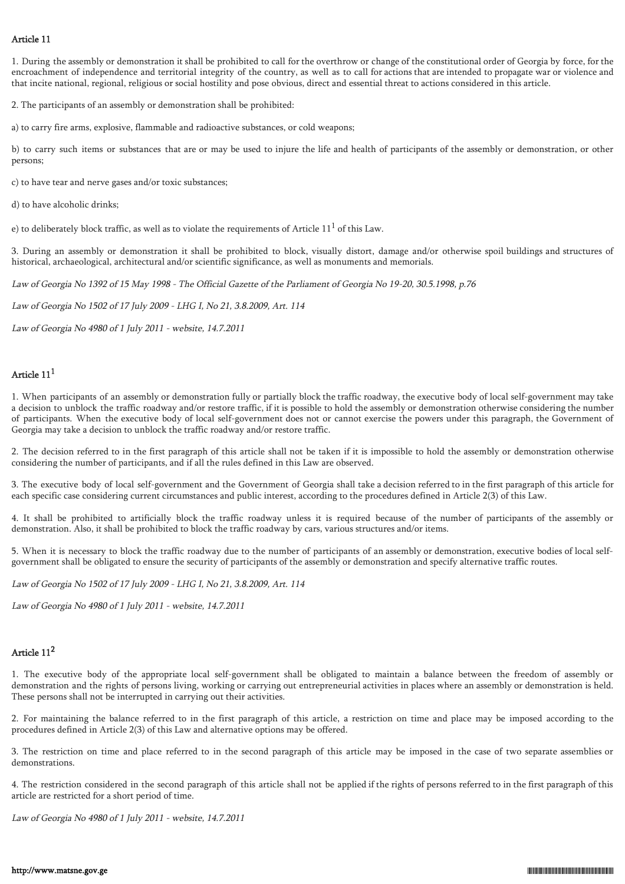### Article 11

1. During the assembly or demonstration it shall be prohibited to call for the overthrow or change of the constitutional order of Georgia by force, for the encroachment of independence and territorial integrity of the country, as well as to call for actions that are intended to propagate war or violence and that incite national, regional, religious or social hostility and pose obvious, direct and essential threat to actions considered in this article.

2. The participants of an assembly or demonstration shall be prohibited:

a) to carry fire arms, explosive, flammable and radioactive substances, or cold weapons;

b) to carry such items or substances that are or may be used to injure the life and health of participants of the assembly or demonstration, or other persons;

c) to have tear and nerve gases and/or toxic substances;

d) to have alcoholic drinks;

e) to deliberately block traffic, as well as to violate the requirements of Article $11^1$ of this Law.

3. During an assembly or demonstration it shall be prohibited to block, visually distort, damage and/or otherwise spoil buildings and structures of historical, archaeological, architectural and/or scientific significance, as well as monuments and memorials.

*Law of Georgia No 1392 of 15 May 1998 - The Official Gazette of the Parliament of Georgia No 19-20, 30.5.1998, p.76*

*Law of Georgia No 1502 of 17 July 2009 - LHG I, No 21, 3.8.2009, Art. 114*

*Law of Georgia No 4980 of 1 July 2011 - website, 14.7.2011*

### Article $11^1$

1. When participants of an assembly or demonstration fully or partially block the traffic roadway, the executive body of local self-government may take a decision to unblock the traffic roadway and/or restore traffic, if it is possible to hold the assembly or demonstration otherwise considering the number of participants. When the executive body of local self-government does not or cannot exercise the powers under this paragraph, the Government of Georgia may take a decision to unblock the traffic roadway and/or restore traffic.

2. The decision referred to in the first paragraph of this article shall not be taken if it is impossible to hold the assembly or demonstration otherwise considering the number of participants, and if all the rules defined in this Law are observed.

3. The executive body of local self-government and the Government of Georgia shall take a decision referred to in the first paragraph of this article for each specific case considering current circumstances and public interest, according to the procedures defined in Article 2(3) of this Law.

4. It shall be prohibited to artificially block the traffic roadway unless it is required because of the number of participants of the assembly or demonstration. Also, it shall be prohibited to block the traffic roadway by cars, various structures and/or items.

5. When it is necessary to block the traffic roadway due to the number of participants of an assembly or demonstration, executive bodies of local self-government shall be obligated to ensure the security of participants of the assembly or demonstration and specify alternative traffic routes.

*Law of Georgia No 1502 of 17 July 2009 - LHG I, No 21, 3.8.2009, Art. 114*

*Law of Georgia No 4980 of 1 July 2011 - website, 14.7.2011*

### Article $11^2$

1. The executive body of the appropriate local self-government shall be obligated to maintain a balance between the freedom of assembly or demonstration and the rights of persons living, working or carrying out entrepreneurial activities in places where an assembly or demonstration is held. These persons shall not be interrupted in carrying out their activities.

2. For maintaining the balance referred to in the first paragraph of this article, a restriction on time and place may be imposed according to the procedures defined in Article 2(3) of this Law and alternative options may be offered.

3. The restriction on time and place referred to in the second paragraph of this article may be imposed in the case of two separate assemblies or demonstrations.

4. The restriction considered in the second paragraph of this article shall not be applied if the rights of persons referred to in the first paragraph of this article are restricted for a short period of time.

*Law of Georgia No 4980 of 1 July 2011 - website, 14.7.2011*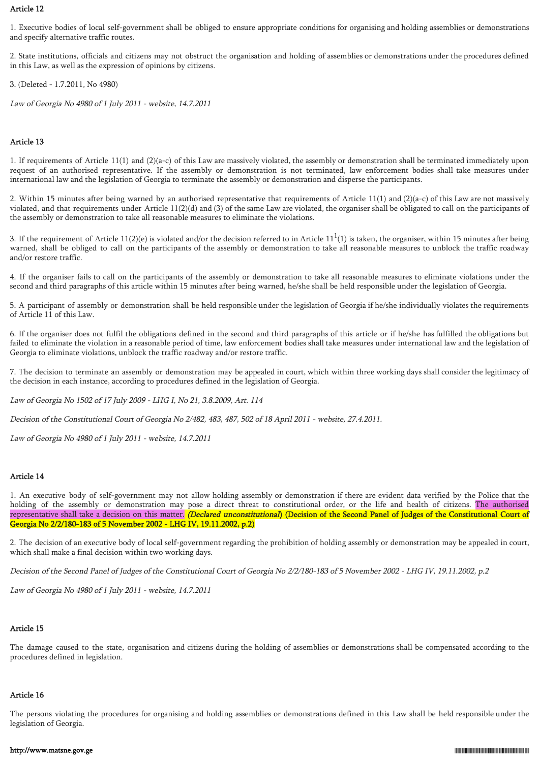## Article 12

1. Executive bodies of local self-government shall be obliged to ensure appropriate conditions for organising and holding assemblies or demonstrations and specify alternative traffic routes.

2. State institutions, officials and citizens may not obstruct the organisation and holding of assemblies or demonstrations under the procedures defined in this Law, as well as the expression of opinions by citizens.

3. (Deleted - 1.7.2011, No 4980)

*Law of Georgia No 4980 of 1 July 2011 - website, 14.7.2011*

## Article 13

1. If requirements of Article 11(1) and (2)(a-c) of this Law are massively violated, the assembly or demonstration shall be terminated immediately upon request of an authorised representative. If the assembly or demonstration is not terminated, law enforcement bodies shall take measures under international law and the legislation of Georgia to terminate the assembly or demonstration and disperse the participants.

2. Within 15 minutes after being warned by an authorised representative that requirements of Article 11(1) and (2)(a-c) of this Law are not massively violated, and that requirements under Article 11(2)(d) and (3) of the same Law are violated, the organiser shall be obligated to call on the participants of the assembly or demonstration to take all reasonable measures to eliminate the violations.

3. If the requirement of Article 11(2)(e) is violated and/or the decision referred to in Article 11[1](1) is taken, the organiser, within 15 minutes after being warned, shall be obliged to call on the participants of the assembly or demonstration to take all reasonable measures to unblock the traffic roadway and/or restore traffic.

4. If the organiser fails to call on the participants of the assembly or demonstration to take all reasonable measures to eliminate violations under the second and third paragraphs of this article within 15 minutes after being warned, he/she shall be held responsible under the legislation of Georgia.

5. A participant of assembly or demonstration shall be held responsible under the legislation of Georgia if he/she individually violates the requirements of Article 11 of this Law.

6. If the organiser does not fulfil the obligations defined in the second and third paragraphs of this article or if he/she has fulfilled the obligations but failed to eliminate the violation in a reasonable period of time, law enforcement bodies shall take measures under international law and the legislation of Georgia to eliminate violations, unblock the traffic roadway and/or restore traffic.

7. The decision to terminate an assembly or demonstration may be appealed in court, which within three working days shall consider the legitimacy of the decision in each instance, according to procedures defined in the legislation of Georgia.

*Law of Georgia No 1502 of 17 July 2009 - LHG I, No 21, 3.8.2009, Art. 114*

*Decision of the Constitutional Court of Georgia No 2/482, 483, 487, 502 of 18 April 2011 - website, 27.4.2011.*

*Law of Georgia No 4980 of 1 July 2011 - website, 14.7.2011*

## Article 14

1. An executive body of self-government may not allow holding assembly or demonstration if there are evident data verified by the Police that the holding of the assembly or demonstration may pose a direct threat to constitutional order, or the life and health of citizens. The authorised representative shall take a decision on this matter. ***(Declared unconstitutional)*** **(Decision of the Second Panel of Judges of the Constitutional Court of Georgia No 2/2/180-183 of 5 November 2002 - LHG IV, 19.11.2002, p.2)**

2. The decision of an executive body of local self-government regarding the prohibition of holding assembly or demonstration may be appealed in court, which shall make a final decision within two working days.

*Decision of the Second Panel of Judges of the Constitutional Court of Georgia No 2/2/180-183 of 5 November 2002 - LHG IV, 19.11.2002, p.2*

*Law of Georgia No 4980 of 1 July 2011 - website, 14.7.2011*

## Article 15

The damage caused to the state, organisation and citizens during the holding of assemblies or demonstrations shall be compensated according to the procedures defined in legislation.

## Article 16

The persons violating the procedures for organising and holding assemblies or demonstrations defined in this Law shall be held responsible under the legislation of Georgia.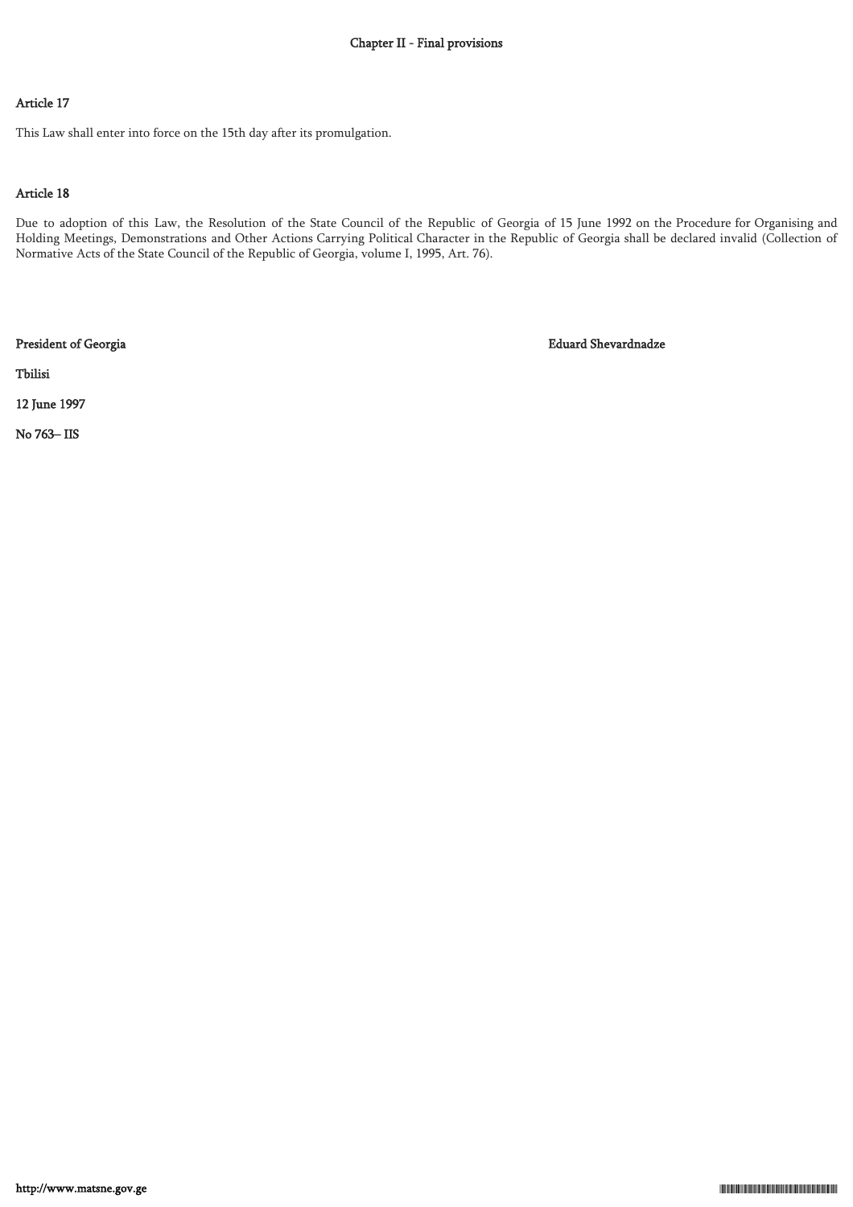## Chapter II - Final provisions

### Article 17

This Law shall enter into force on the 15th day after its promulgation.

### Article 18

Due to adoption of this Law, the Resolution of the State Council of the Republic of Georgia of 15 June 1992 on the Procedure for Organising and Holding Meetings, Demonstrations and Other Actions Carrying Political Character in the Republic of Georgia shall be declared invalid (Collection of Normative Acts of the State Council of the Republic of Georgia, volume I, 1995, Art. 76).

**President of Georgia** **Eduard Shevardnadze**

**Tbilisi**

**12 June 1997**

**No 763– IIS**